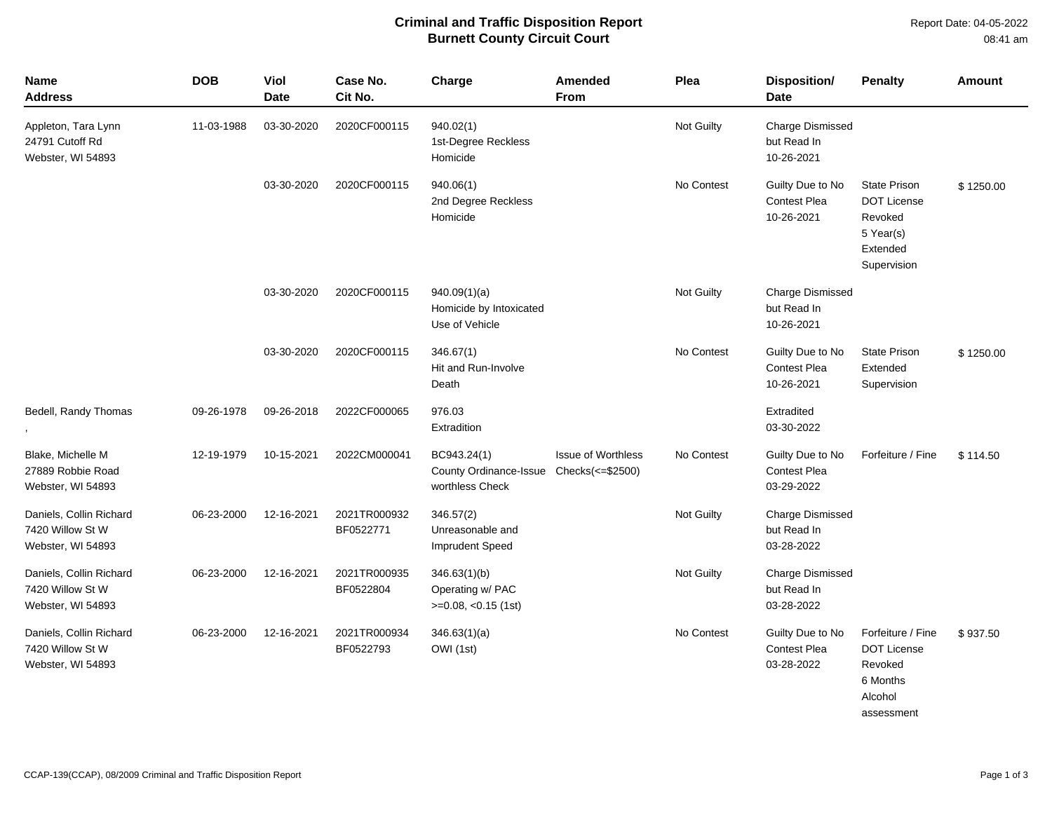# Criminal and Traffic Disposition Report
## Burnett County Circuit Court

Report Date: 04-05-2022
08:41 am

| Name Address | DOB | Viol Date | Case No. Cit No. | Charge | Amended From | Plea | Disposition/ Date | Penalty | Amount |
|---|---|---|---|---|---|---|---|---|---|
| Appleton, Tara Lynn 24791 Cutoff Rd Webster, WI 54893 | 11-03-1988 | 03-30-2020 | 2020CF000115 | 940.02(1) 1st-Degree Reckless Homicide | | Not Guilty | Charge Dismissed but Read In 10-26-2021 | | |
| | | 03-30-2020 | 2020CF000115 | 940.06(1) 2nd Degree Reckless Homicide | | No Contest | Guilty Due to No Contest Plea 10-26-2021 | State Prison DOT License Revoked 5 Year(s) Extended Supervision | $ 1250.00 |
| | | 03-30-2020 | 2020CF000115 | 940.09(1)(a) Homicide by Intoxicated Use of Vehicle | | Not Guilty | Charge Dismissed but Read In 10-26-2021 | | |
| | | 03-30-2020 | 2020CF000115 | 346.67(1) Hit and Run-Involve Death | | No Contest | Guilty Due to No Contest Plea 10-26-2021 | State Prison Extended Supervision | $ 1250.00 |
| Bedell, Randy Thomas , | 09-26-1978 | 09-26-2018 | 2022CF000065 | 976.03 Extradition | | | Extradited 03-30-2022 | | |
| Blake, Michelle M 27889 Robbie Road Webster, WI 54893 | 12-19-1979 | 10-15-2021 | 2022CM000041 | BC943.24(1) County Ordinance-Issue worthless Check | Issue of Worthless Checks(<=$2500) | No Contest | Guilty Due to No Contest Plea 03-29-2022 | Forfeiture / Fine | $ 114.50 |
| Daniels, Collin Richard 7420 Willow St W Webster, WI 54893 | 06-23-2000 | 12-16-2021 | 2021TR000932 BF0522771 | 346.57(2) Unreasonable and Imprudent Speed | | Not Guilty | Charge Dismissed but Read In 03-28-2022 | | |
| Daniels, Collin Richard 7420 Willow St W Webster, WI 54893 | 06-23-2000 | 12-16-2021 | 2021TR000935 BF0522804 | 346.63(1)(b) Operating w/ PAC >=0.08, <0.15 (1st) | | Not Guilty | Charge Dismissed but Read In 03-28-2022 | | |
| Daniels, Collin Richard 7420 Willow St W Webster, WI 54893 | 06-23-2000 | 12-16-2021 | 2021TR000934 BF0522793 | 346.63(1)(a) OWI (1st) | | No Contest | Guilty Due to No Contest Plea 03-28-2022 | Forfeiture / Fine DOT License Revoked 6 Months Alcohol assessment | $ 937.50 |

CCAP-139(CCAP), 08/2009 Criminal and Traffic Disposition Report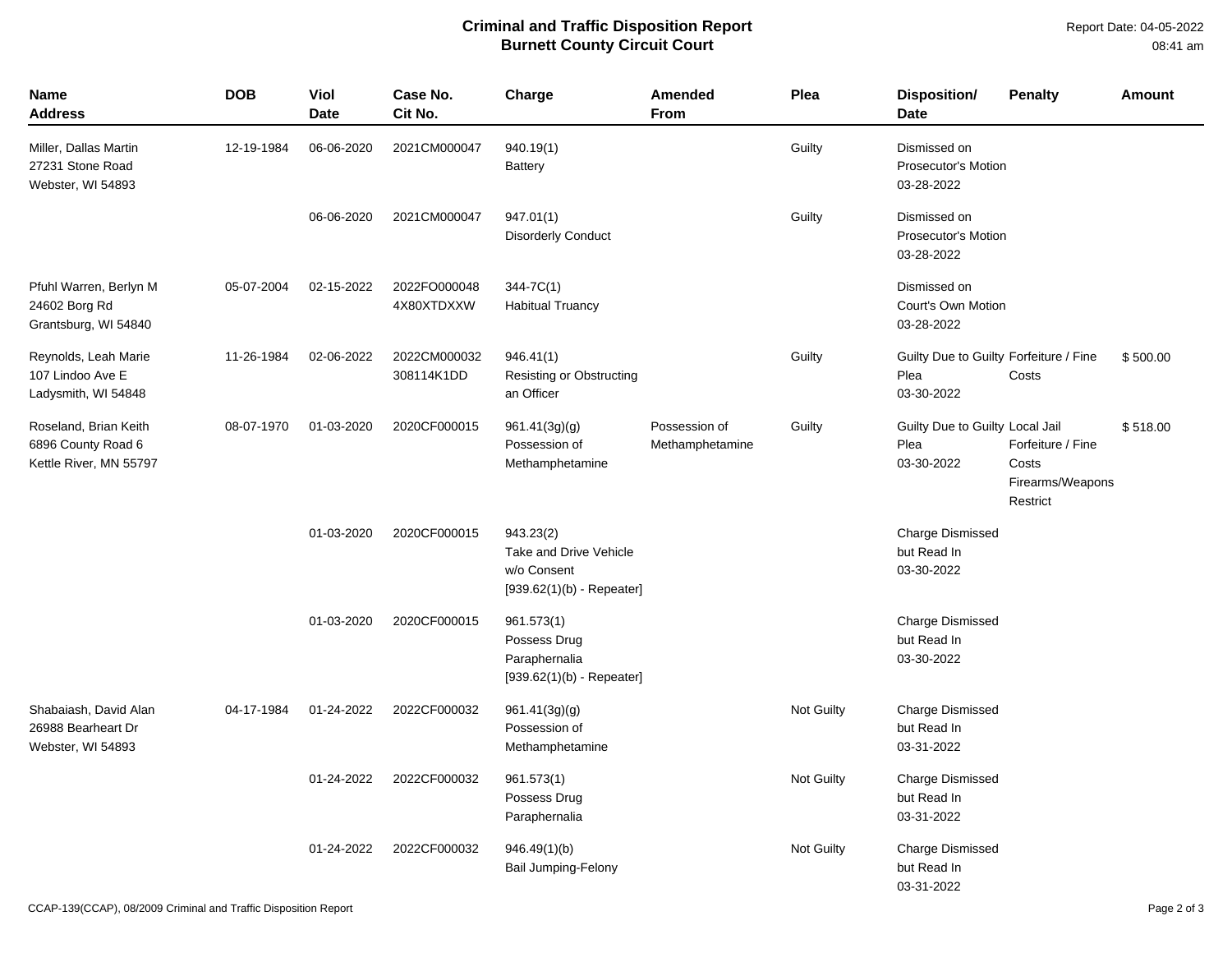# Criminal and Traffic Disposition Report
## Burnett County Circuit Court

Report Date: 04-05-2022
08:41 am

| Name<br>Address | DOB | Viol<br>Date | Case No.<br>Cit No. | Charge | Amended<br>From | Plea | Disposition/<br>Date | Penalty | Amount |
|---|---|---|---|---|---|---|---|---|---|
| Miller, Dallas Martin<br>27231 Stone Road<br>Webster, WI 54893 | 12-19-1984 | 06-06-2020 | 2021CM000047 | 940.19(1)<br>Battery | | Guilty | Dismissed on Prosecutor's Motion<br>03-28-2022 | | |
| | | 06-06-2020 | 2021CM000047 | 947.01(1)<br>Disorderly Conduct | | Guilty | Dismissed on Prosecutor's Motion<br>03-28-2022 | | |
| Pfuhl Warren, Berlyn M<br>24602 Borg Rd<br>Grantsburg, WI 54840 | 05-07-2004 | 02-15-2022 | 2022FO000048<br>4X80XTDXXW | 344-7C(1)<br>Habitual Truancy | | | Dismissed on Court's Own Motion<br>03-28-2022 | | |
| Reynolds, Leah Marie<br>107 Lindoo Ave E<br>Ladysmith, WI 54848 | 11-26-1984 | 02-06-2022 | 2022CM000032<br>308114K1DD | 946.41(1)<br>Resisting or Obstructing an Officer | | Guilty | Guilty Due to Guilty Plea<br>03-30-2022 | Forfeiture / Fine<br>Costs | $ 500.00 |
| Roseland, Brian Keith<br>6896 County Road 6<br>Kettle River, MN 55797 | 08-07-1970 | 01-03-2020 | 2020CF000015 | 961.41(3g)(g)<br>Possession of Methamphetamine | Possession of Methamphetamine | Guilty | Guilty Due to Guilty Plea<br>03-30-2022 | Local Jail<br>Forfeiture / Fine<br>Costs<br>Firearms/Weapons Restrict | $ 518.00 |
| | | 01-03-2020 | 2020CF000015 | 943.23(2)<br>Take and Drive Vehicle w/o Consent<br>[939.62(1)(b) - Repeater] | | | Charge Dismissed but Read In<br>03-30-2022 | | |
| | | 01-03-2020 | 2020CF000015 | 961.573(1)<br>Possess Drug Paraphernalia<br>[939.62(1)(b) - Repeater] | | | Charge Dismissed but Read In<br>03-30-2022 | | |
| Shabaiash, David Alan<br>26988 Bearheart Dr<br>Webster, WI 54893 | 04-17-1984 | 01-24-2022 | 2022CF000032 | 961.41(3g)(g)<br>Possession of Methamphetamine | | Not Guilty | Charge Dismissed but Read In<br>03-31-2022 | | |
| | | 01-24-2022 | 2022CF000032 | 961.573(1)<br>Possess Drug Paraphernalia | | Not Guilty | Charge Dismissed but Read In<br>03-31-2022 | | |
| | | 01-24-2022 | 2022CF000032 | 946.49(1)(b)<br>Bail Jumping-Felony | | Not Guilty | Charge Dismissed but Read In<br>03-31-2022 | | |

CCAP-139(CCAP), 08/2009 Criminal and Traffic Disposition Report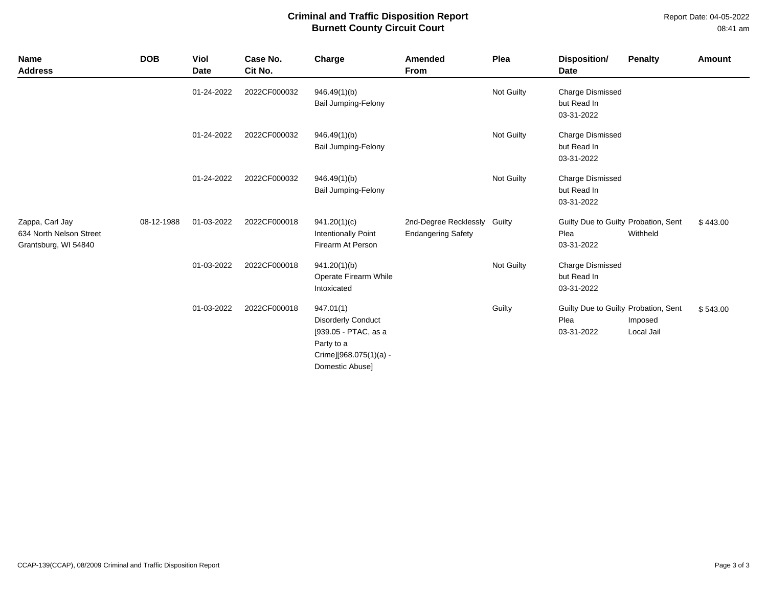**Criminal and Traffic Disposition Report**
**Burnett County Circuit Court**

Report Date: 04-05-2022
08:41 am

| Name<br>Address | DOB | Viol Date | Case No.<br>Cit No. | Charge | Amended From | Plea | Disposition/<br>Date | Penalty | Amount |
|---|---|---|---|---|---|---|---|---|---|
| | | 01-24-2022 | 2022CF000032 | 946.49(1)(b)<br>Bail Jumping-Felony | | Not Guilty | Charge Dismissed but Read In<br>03-31-2022 | | |
| | | 01-24-2022 | 2022CF000032 | 946.49(1)(b)<br>Bail Jumping-Felony | | Not Guilty | Charge Dismissed but Read In<br>03-31-2022 | | |
| | | 01-24-2022 | 2022CF000032 | 946.49(1)(b)<br>Bail Jumping-Felony | | Not Guilty | Charge Dismissed but Read In<br>03-31-2022 | | |
| Zappa, Carl Jay<br>634 North Nelson Street<br>Grantsburg, WI 54840 | 08-12-1988 | 01-03-2022 | 2022CF000018 | 941.20(1)(c)<br>Intentionally Point Firearm At Person | 2nd-Degree Recklessly Endangering Safety | Guilty | Guilty Due to Guilty Plea<br>03-31-2022 | Probation, Sent Withheld | $ 443.00 |
| | | 01-03-2022 | 2022CF000018 | 941.20(1)(b)<br>Operate Firearm While Intoxicated | | Not Guilty | Charge Dismissed but Read In<br>03-31-2022 | | |
| | | 01-03-2022 | 2022CF000018 | 947.01(1)<br>Disorderly Conduct [939.05 - PTAC, as a Party to a Crime][968.075(1)(a) - Domestic Abuse] | | Guilty | Guilty Due to Guilty Plea<br>03-31-2022 | Probation, Sent Imposed Local Jail | $ 543.00 |

CCAP-139(CCAP), 08/2009 Criminal and Traffic Disposition Report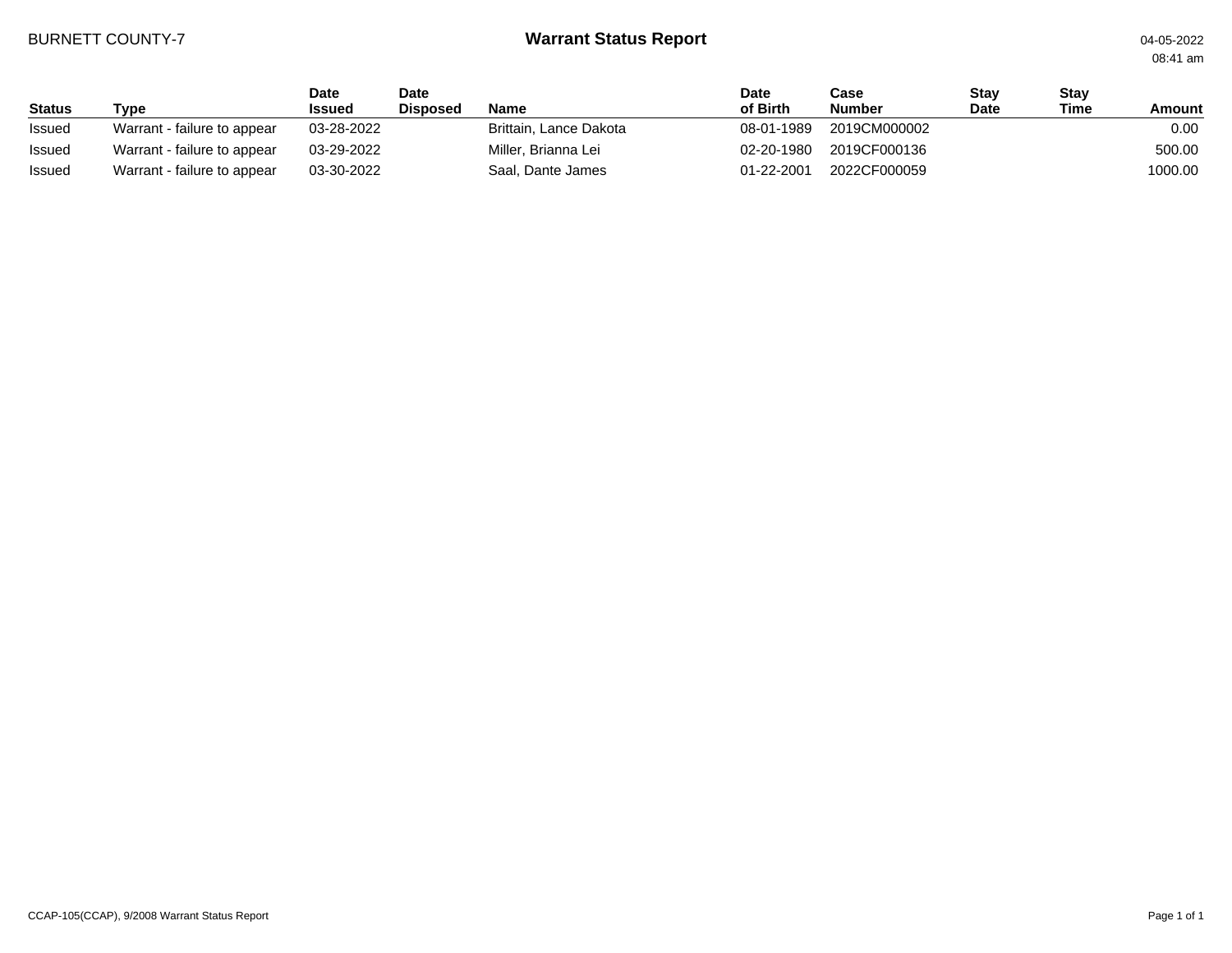BURNETT COUNTY-7

# Warrant Status Report

04-05-2022
08:41 am

| Status | Type | Date Issued | Date Disposed | Name | Date of Birth | Case Number | Stay Date | Stay Time | Amount |
|---|---|---|---|---|---|---|---|---|---|
| Issued | Warrant - failure to appear | 03-28-2022 | | Brittain, Lance Dakota | 08-01-1989 | 2019CM000002 | | | 0.00 |
| Issued | Warrant - failure to appear | 03-29-2022 | | Miller, Brianna Lei | 02-20-1980 | 2019CF000136 | | | 500.00 |
| Issued | Warrant - failure to appear | 03-30-2022 | | Saal, Dante James | 01-22-2001 | 2022CF000059 | | | 1000.00 |

CCAP-105(CCAP), 9/2008 Warrant Status Report